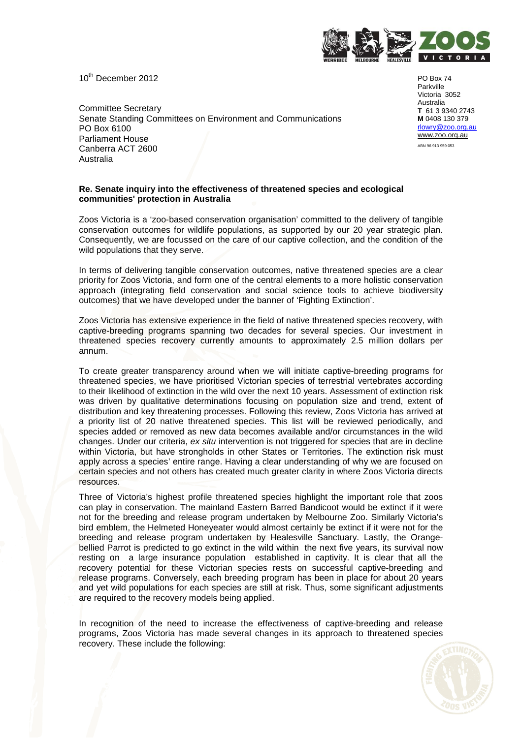10th December 2012

PO Box 74
Parkville
Victoria 3052
Australia
**T** 61 3 9340 2743
**M** 0408 130 379
rlowry@zoo.org.au
www.zoo.org.au
ABN 96 913 959 053

Committee Secretary
Senate Standing Committees on Environment and Communications
PO Box 6100
Parliament House
Canberra ACT 2600
Australia

**Re. Senate inquiry into the effectiveness of threatened species and ecological communities' protection in Australia**

Zoos Victoria is a 'zoo-based conservation organisation' committed to the delivery of tangible conservation outcomes for wildlife populations, as supported by our 20 year strategic plan. Consequently, we are focussed on the care of our captive collection, and the condition of the wild populations that they serve.

In terms of delivering tangible conservation outcomes, native threatened species are a clear priority for Zoos Victoria, and form one of the central elements to a more holistic conservation approach (integrating field conservation and social science tools to achieve biodiversity outcomes) that we have developed under the banner of 'Fighting Extinction'.

Zoos Victoria has extensive experience in the field of native threatened species recovery, with captive-breeding programs spanning two decades for several species. Our investment in threatened species recovery currently amounts to approximately 2.5 million dollars per annum.

To create greater transparency around when we will initiate captive-breeding programs for threatened species, we have prioritised Victorian species of terrestrial vertebrates according to their likelihood of extinction in the wild over the next 10 years. Assessment of extinction risk was driven by qualitative determinations focusing on population size and trend, extent of distribution and key threatening processes. Following this review, Zoos Victoria has arrived at a priority list of 20 native threatened species. This list will be reviewed periodically, and species added or removed as new data becomes available and/or circumstances in the wild changes. Under our criteria, *ex situ* intervention is not triggered for species that are in decline within Victoria, but have strongholds in other States or Territories. The extinction risk must apply across a species' entire range. Having a clear understanding of why we are focused on certain species and not others has created much greater clarity in where Zoos Victoria directs resources.

Three of Victoria's highest profile threatened species highlight the important role that zoos can play in conservation. The mainland Eastern Barred Bandicoot would be extinct if it were not for the breeding and release program undertaken by Melbourne Zoo. Similarly Victoria's bird emblem, the Helmeted Honeyeater would almost certainly be extinct if it were not for the breeding and release program undertaken by Healesville Sanctuary. Lastly, the Orange-bellied Parrot is predicted to go extinct in the wild within the next five years, its survival now resting on a large insurance population established in captivity. It is clear that all the recovery potential for these Victorian species rests on successful captive-breeding and release programs. Conversely, each breeding program has been in place for about 20 years and yet wild populations for each species are still at risk. Thus, some significant adjustments are required to the recovery models being applied.

In recognition of the need to increase the effectiveness of captive-breeding and release programs, Zoos Victoria has made several changes in its approach to threatened species recovery. These include the following: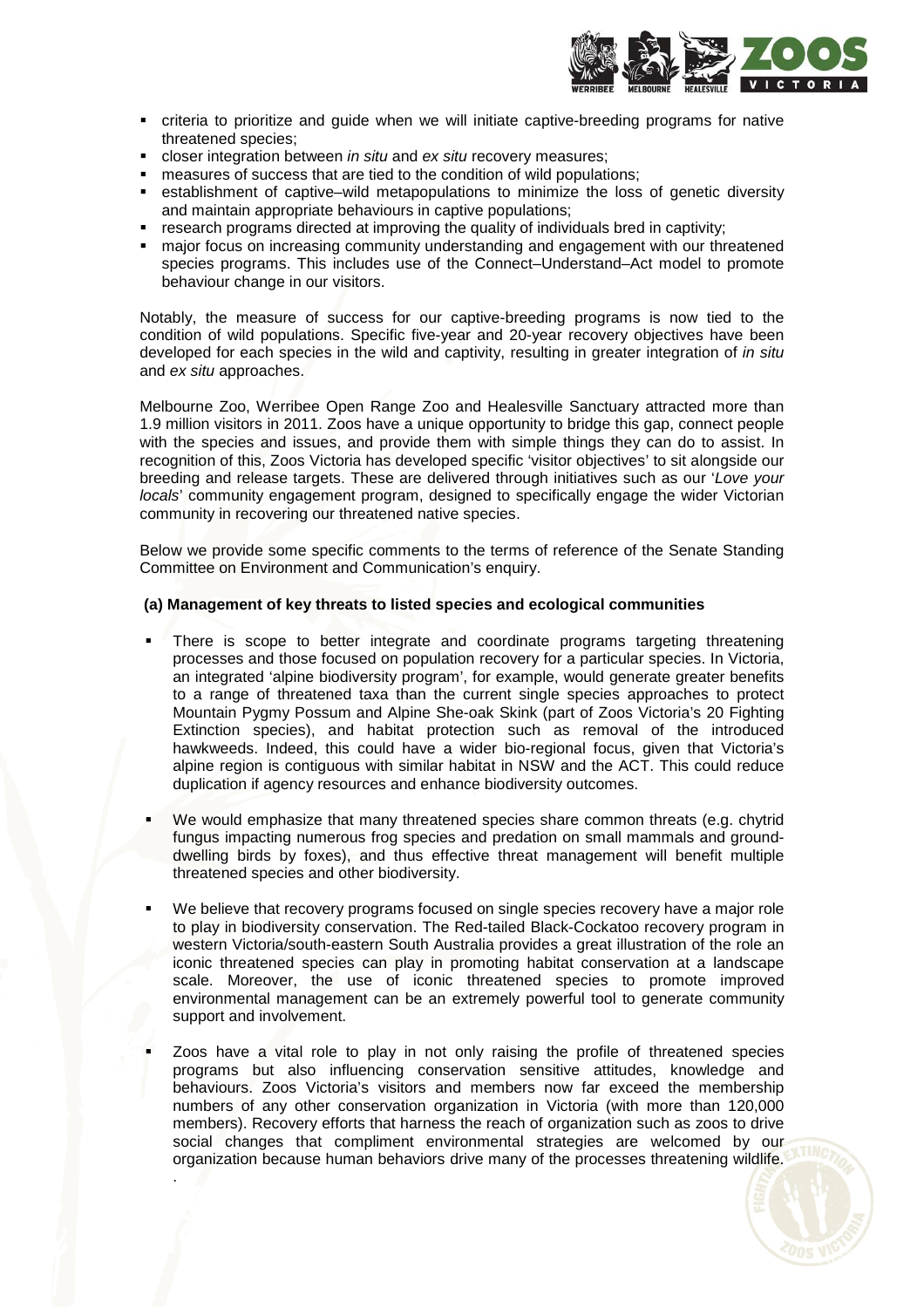- criteria to prioritize and guide when we will initiate captive-breeding programs for native threatened species;
- closer integration between *in situ* and *ex situ* recovery measures;
- measures of success that are tied to the condition of wild populations;
- establishment of captive–wild metapopulations to minimize the loss of genetic diversity and maintain appropriate behaviours in captive populations;
- research programs directed at improving the quality of individuals bred in captivity;
- major focus on increasing community understanding and engagement with our threatened species programs. This includes use of the Connect–Understand–Act model to promote behaviour change in our visitors.

Notably, the measure of success for our captive-breeding programs is now tied to the condition of wild populations. Specific five-year and 20-year recovery objectives have been developed for each species in the wild and captivity, resulting in greater integration of *in situ* and *ex situ* approaches.

Melbourne Zoo, Werribee Open Range Zoo and Healesville Sanctuary attracted more than 1.9 million visitors in 2011. Zoos have a unique opportunity to bridge this gap, connect people with the species and issues, and provide them with simple things they can do to assist. In recognition of this, Zoos Victoria has developed specific 'visitor objectives' to sit alongside our breeding and release targets. These are delivered through initiatives such as our '*Love your locals*' community engagement program, designed to specifically engage the wider Victorian community in recovering our threatened native species.

Below we provide some specific comments to the terms of reference of the Senate Standing Committee on Environment and Communication's enquiry.

**(a) Management of key threats to listed species and ecological communities**

- There is scope to better integrate and coordinate programs targeting threatening processes and those focused on population recovery for a particular species. In Victoria, an integrated 'alpine biodiversity program', for example, would generate greater benefits to a range of threatened taxa than the current single species approaches to protect Mountain Pygmy Possum and Alpine She-oak Skink (part of Zoos Victoria's 20 Fighting Extinction species), and habitat protection such as removal of the introduced hawkweeds. Indeed, this could have a wider bio-regional focus, given that Victoria's alpine region is contiguous with similar habitat in NSW and the ACT. This could reduce duplication if agency resources and enhance biodiversity outcomes.

- We would emphasize that many threatened species share common threats (e.g. chytrid fungus impacting numerous frog species and predation on small mammals and ground-dwelling birds by foxes), and thus effective threat management will benefit multiple threatened species and other biodiversity.

- We believe that recovery programs focused on single species recovery have a major role to play in biodiversity conservation. The Red-tailed Black-Cockatoo recovery program in western Victoria/south-eastern South Australia provides a great illustration of the role an iconic threatened species can play in promoting habitat conservation at a landscape scale. Moreover, the use of iconic threatened species to promote improved environmental management can be an extremely powerful tool to generate community support and involvement.

- Zoos have a vital role to play in not only raising the profile of threatened species programs but also influencing conservation sensitive attitudes, knowledge and behaviours. Zoos Victoria's visitors and members now far exceed the membership numbers of any other conservation organization in Victoria (with more than 120,000 members). Recovery efforts that harness the reach of organization such as zoos to drive social changes that compliment environmental strategies are welcomed by our organization because human behaviors drive many of the processes threatening wildlife.
.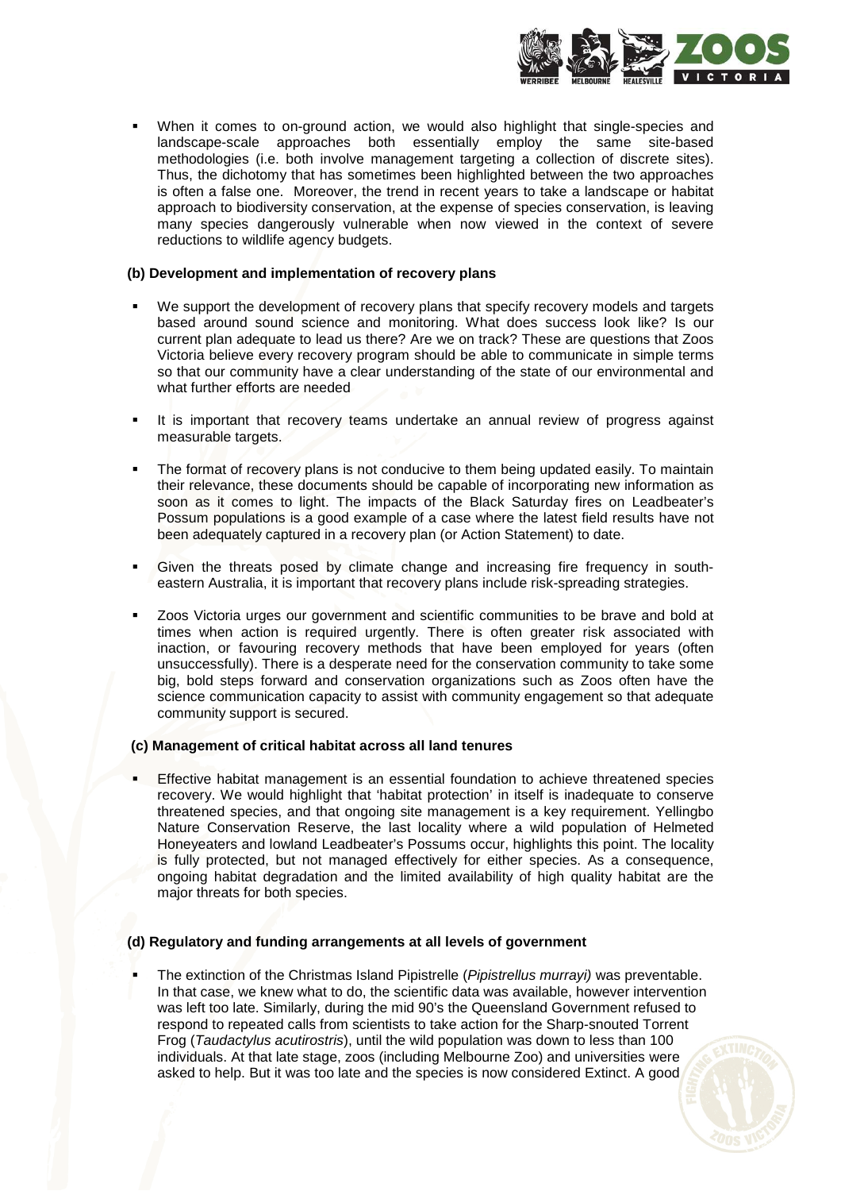- When it comes to on-ground action, we would also highlight that single-species and landscape-scale approaches both essentially employ the same site-based methodologies (i.e. both involve management targeting a collection of discrete sites). Thus, the dichotomy that has sometimes been highlighted between the two approaches is often a false one. Moreover, the trend in recent years to take a landscape or habitat approach to biodiversity conservation, at the expense of species conservation, is leaving many species dangerously vulnerable when now viewed in the context of severe reductions to wildlife agency budgets.

**(b) Development and implementation of recovery plans**

- We support the development of recovery plans that specify recovery models and targets based around sound science and monitoring. What does success look like? Is our current plan adequate to lead us there? Are we on track? These are questions that Zoos Victoria believe every recovery program should be able to communicate in simple terms so that our community have a clear understanding of the state of our environmental and what further efforts are needed

- It is important that recovery teams undertake an annual review of progress against measurable targets.

- The format of recovery plans is not conducive to them being updated easily. To maintain their relevance, these documents should be capable of incorporating new information as soon as it comes to light. The impacts of the Black Saturday fires on Leadbeater's Possum populations is a good example of a case where the latest field results have not been adequately captured in a recovery plan (or Action Statement) to date.

- Given the threats posed by climate change and increasing fire frequency in south-eastern Australia, it is important that recovery plans include risk-spreading strategies.

- Zoos Victoria urges our government and scientific communities to be brave and bold at times when action is required urgently. There is often greater risk associated with inaction, or favouring recovery methods that have been employed for years (often unsuccessfully). There is a desperate need for the conservation community to take some big, bold steps forward and conservation organizations such as Zoos often have the science communication capacity to assist with community engagement so that adequate community support is secured.

**(c) Management of critical habitat across all land tenures**

- Effective habitat management is an essential foundation to achieve threatened species recovery. We would highlight that 'habitat protection' in itself is inadequate to conserve threatened species, and that ongoing site management is a key requirement. Yellingbo Nature Conservation Reserve, the last locality where a wild population of Helmeted Honeyeaters and lowland Leadbeater's Possums occur, highlights this point. The locality is fully protected, but not managed effectively for either species. As a consequence, ongoing habitat degradation and the limited availability of high quality habitat are the major threats for both species.

**(d) Regulatory and funding arrangements at all levels of government**

- The extinction of the Christmas Island Pipistrelle (*Pipistrellus murrayi)* was preventable. In that case, we knew what to do, the scientific data was available, however intervention was left too late. Similarly, during the mid 90's the Queensland Government refused to respond to repeated calls from scientists to take action for the Sharp-snouted Torrent Frog (*Taudactylus acutirostris*), until the wild population was down to less than 100 individuals. At that late stage, zoos (including Melbourne Zoo) and universities were asked to help. But it was too late and the species is now considered Extinct. A good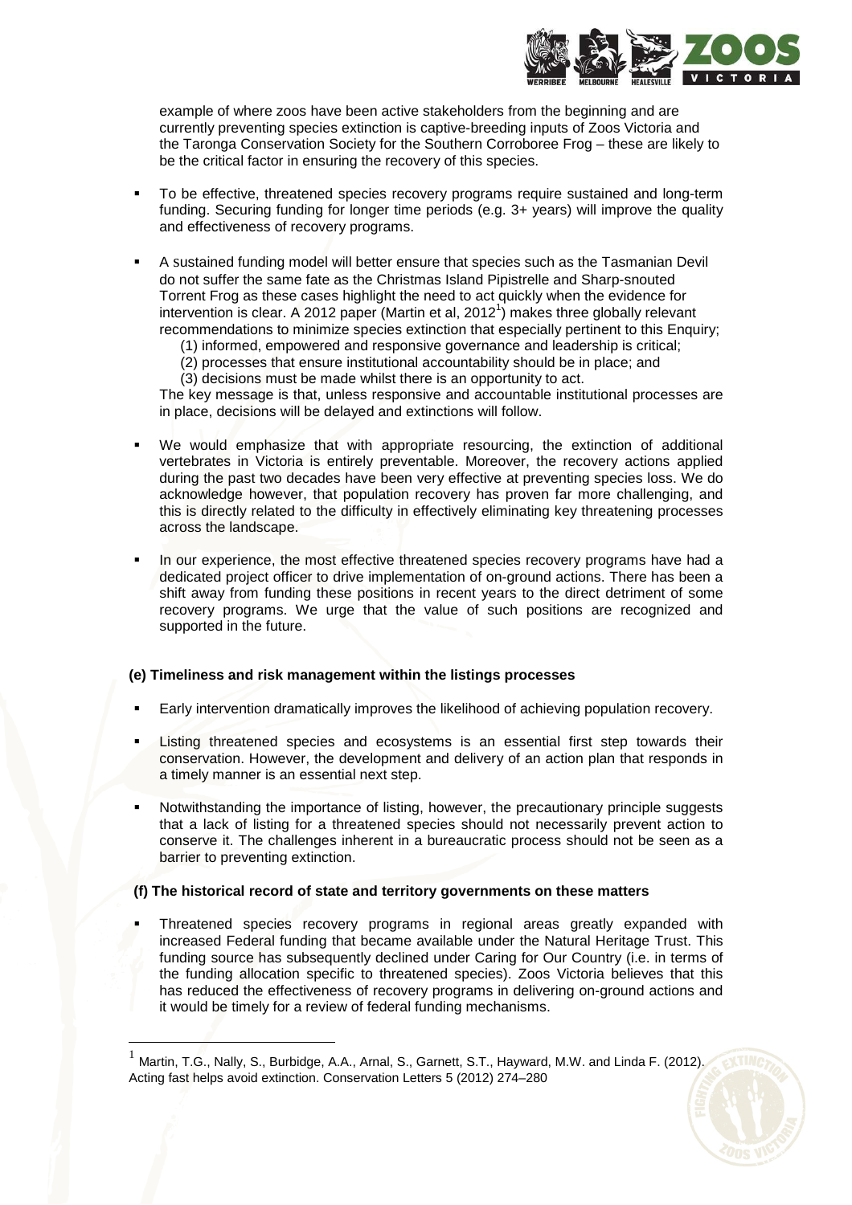example of where zoos have been active stakeholders from the beginning and are currently preventing species extinction is captive-breeding inputs of Zoos Victoria and the Taronga Conservation Society for the Southern Corroboree Frog – these are likely to be the critical factor in ensuring the recovery of this species.

- To be effective, threatened species recovery programs require sustained and long-term funding. Securing funding for longer time periods (e.g. 3+ years) will improve the quality and effectiveness of recovery programs.
- A sustained funding model will better ensure that species such as the Tasmanian Devil do not suffer the same fate as the Christmas Island Pipistrelle and Sharp-snouted Torrent Frog as these cases highlight the need to act quickly when the evidence for intervention is clear. A 2012 paper (Martin et al, 2012[1]) makes three globally relevant recommendations to minimize species extinction that especially pertinent to this Enquiry;
  (1) informed, empowered and responsive governance and leadership is critical;
  (2) processes that ensure institutional accountability should be in place; and
  (3) decisions must be made whilst there is an opportunity to act.
  
  The key message is that, unless responsive and accountable institutional processes are in place, decisions will be delayed and extinctions will follow.
- We would emphasize that with appropriate resourcing, the extinction of additional vertebrates in Victoria is entirely preventable. Moreover, the recovery actions applied during the past two decades have been very effective at preventing species loss. We do acknowledge however, that population recovery has proven far more challenging, and this is directly related to the difficulty in effectively eliminating key threatening processes across the landscape.
- In our experience, the most effective threatened species recovery programs have had a dedicated project officer to drive implementation of on-ground actions. There has been a shift away from funding these positions in recent years to the direct detriment of some recovery programs. We urge that the value of such positions are recognized and supported in the future.

**(e) Timeliness and risk management within the listings processes**

- Early intervention dramatically improves the likelihood of achieving population recovery.
- Listing threatened species and ecosystems is an essential first step towards their conservation. However, the development and delivery of an action plan that responds in a timely manner is an essential next step.
- Notwithstanding the importance of listing, however, the precautionary principle suggests that a lack of listing for a threatened species should not necessarily prevent action to conserve it. The challenges inherent in a bureaucratic process should not be seen as a barrier to preventing extinction.

**(f) The historical record of state and territory governments on these matters**

- Threatened species recovery programs in regional areas greatly expanded with increased Federal funding that became available under the Natural Heritage Trust. This funding source has subsequently declined under Caring for Our Country (i.e. in terms of the funding allocation specific to threatened species). Zoos Victoria believes that this has reduced the effectiveness of recovery programs in delivering on-ground actions and it would be timely for a review of federal funding mechanisms.

---

[1] Martin, T.G., Nally, S., Burbidge, A.A., Arnal, S., Garnett, S.T., Hayward, M.W. and Linda F. (2012). Acting fast helps avoid extinction. Conservation Letters 5 (2012) 274–280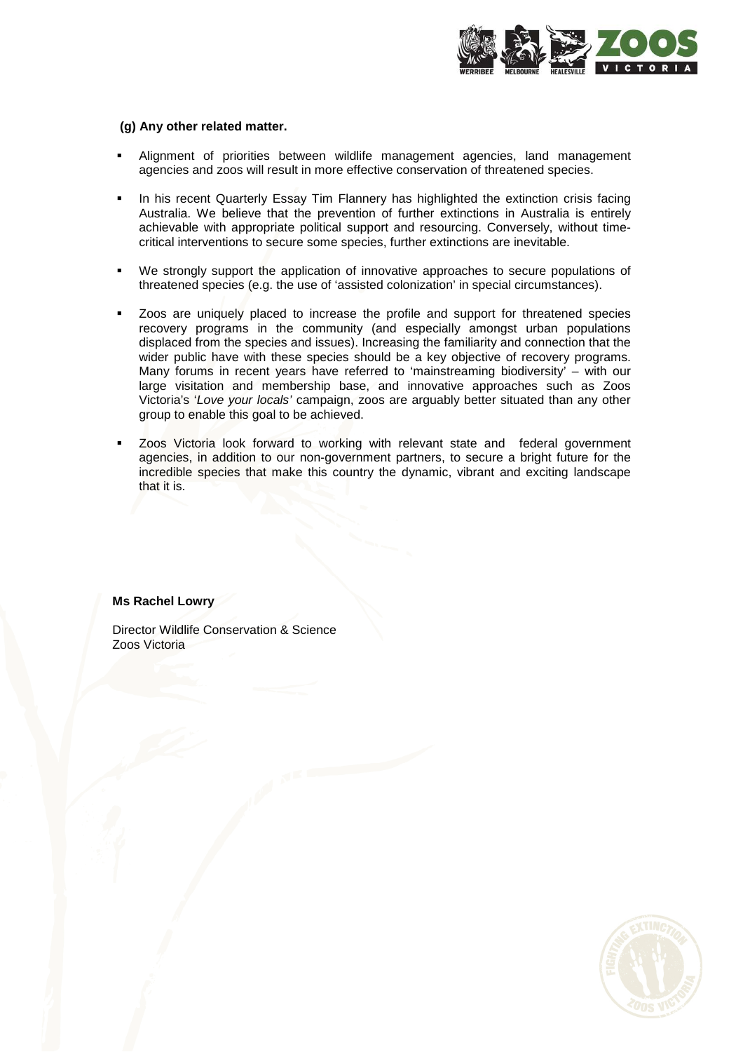**(g) Any other related matter.**

- Alignment of priorities between wildlife management agencies, land management agencies and zoos will result in more effective conservation of threatened species.
- In his recent Quarterly Essay Tim Flannery has highlighted the extinction crisis facing Australia. We believe that the prevention of further extinctions in Australia is entirely achievable with appropriate political support and resourcing. Conversely, without time-critical interventions to secure some species, further extinctions are inevitable.
- We strongly support the application of innovative approaches to secure populations of threatened species (e.g. the use of 'assisted colonization' in special circumstances).
- Zoos are uniquely placed to increase the profile and support for threatened species recovery programs in the community (and especially amongst urban populations displaced from the species and issues). Increasing the familiarity and connection that the wider public have with these species should be a key objective of recovery programs. Many forums in recent years have referred to 'mainstreaming biodiversity' – with our large visitation and membership base, and innovative approaches such as Zoos Victoria's '*Love your locals'* campaign, zoos are arguably better situated than any other group to enable this goal to be achieved.
- Zoos Victoria look forward to working with relevant state and federal government agencies, in addition to our non-government partners, to secure a bright future for the incredible species that make this country the dynamic, vibrant and exciting landscape that it is.

**Ms Rachel Lowry**

Director Wildlife Conservation & Science
Zoos Victoria